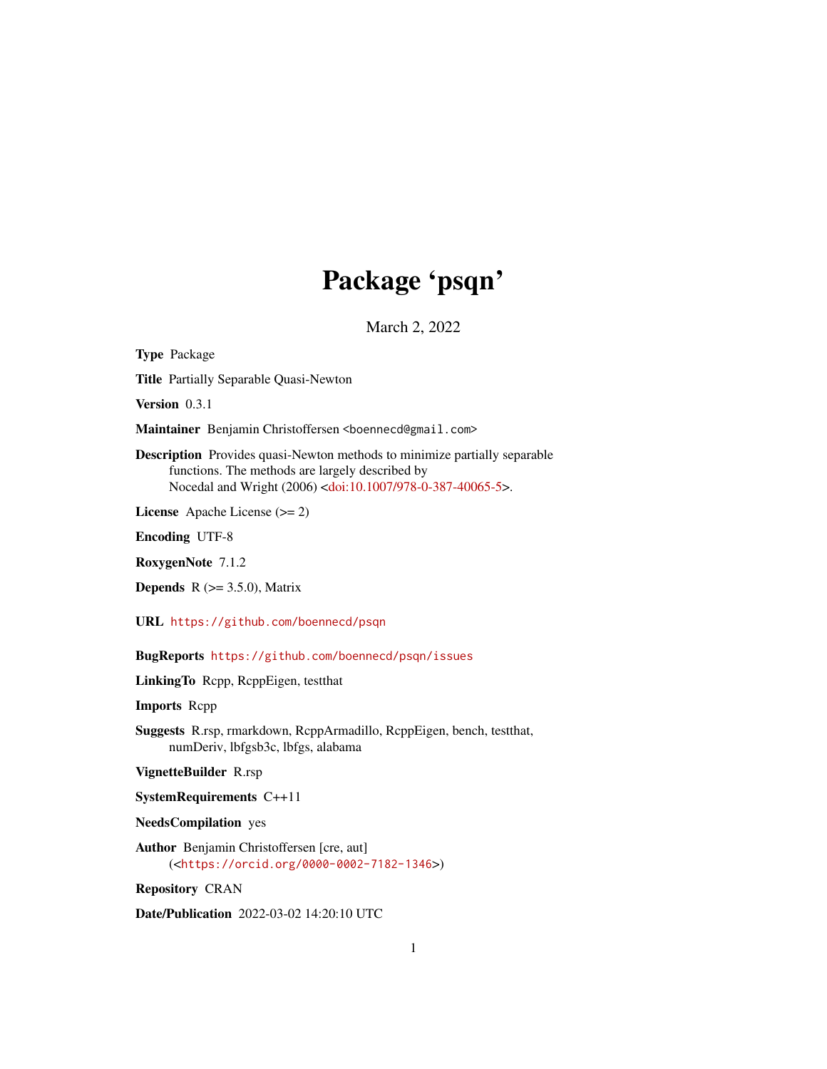# Package 'psqn'

March 2, 2022

**Type** Package

**Title** Partially Separable Quasi-Newton

**Version** 0.3.1

**Maintainer** Benjamin Christoffersen <boennecd@gmail.com>

**Description** Provides quasi-Newton methods to minimize partially separable functions. The methods are largely described by Nocedal and Wright (2006) <doi:10.1007/978-0-387-40065-5>.

**License** Apache License (>= 2)

**Encoding** UTF-8

**RoxygenNote** 7.1.2

**Depends** R (>= 3.5.0), Matrix

**URL** https://github.com/boennecd/psqn

**BugReports** https://github.com/boennecd/psqn/issues

**LinkingTo** Rcpp, RcppEigen, testthat

**Imports** Rcpp

**Suggests** R.rsp, rmarkdown, RcppArmadillo, RcppEigen, bench, testthat, numDeriv, lbfgsb3c, lbfgs, alabama

**VignetteBuilder** R.rsp

**SystemRequirements** C++11

**NeedsCompilation** yes

**Author** Benjamin Christoffersen [cre, aut] (<https://orcid.org/0000-0002-7182-1346>)

**Repository** CRAN

**Date/Publication** 2022-03-02 14:20:10 UTC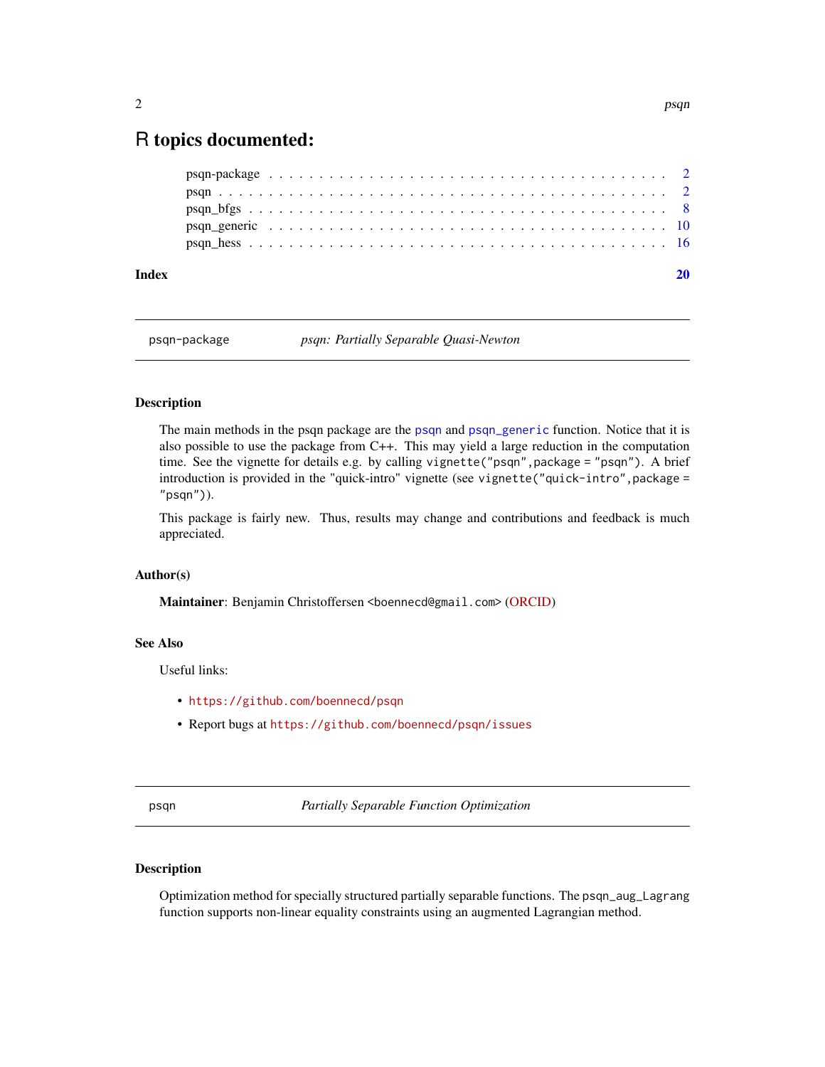# R topics documented:

psqn-package . . . . . . . . . . . . . . . . . . . . . . . . . . . . . . . . . . . . . . 2
psqn . . . . . . . . . . . . . . . . . . . . . . . . . . . . . . . . . . . . . . . . . . 2
psqn_bfgs . . . . . . . . . . . . . . . . . . . . . . . . . . . . . . . . . . . . . . . 8
psqn_generic . . . . . . . . . . . . . . . . . . . . . . . . . . . . . . . . . . . . . 10
psqn_hess . . . . . . . . . . . . . . . . . . . . . . . . . . . . . . . . . . . . . . . 16

**Index** **20**

---

## psqn-package — *psqn: Partially Separable Quasi-Newton*

### Description

The main methods in the psqn package are the `psqn` and `psqn_generic` function. Notice that it is also possible to use the package from C++. This may yield a large reduction in the computation time. See the vignette for details e.g. by calling `vignette("psqn",package = "psqn")`. A brief introduction is provided in the "quick-intro" vignette (see `vignette("quick-intro",package = "psqn")`).

This package is fairly new. Thus, results may change and contributions and feedback is much appreciated.

### Author(s)

**Maintainer**: Benjamin Christoffersen <boennecd@gmail.com> (ORCID)

### See Also

Useful links:

- https://github.com/boennecd/psqn
- Report bugs at https://github.com/boennecd/psqn/issues

---

## psqn — *Partially Separable Function Optimization*

### Description

Optimization method for specially structured partially separable functions. The `psqn_aug_Lagrang` function supports non-linear equality constraints using an augmented Lagrangian method.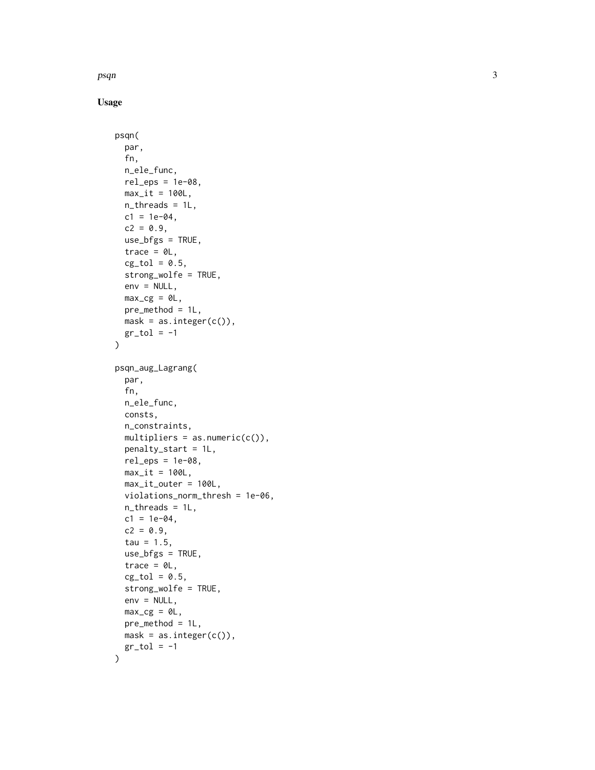## Usage

```
psqn(
  par,
  fn,
  n_ele_func,
  rel_eps = 1e-08,
  max_it = 100L,
  n_threads = 1L,
  c1 = 1e-04,
  c2 = 0.9,
  use_bfgs = TRUE,
  trace = 0L,
  cg_tol = 0.5,
  strong_wolfe = TRUE,
  env = NULL,
  max_cg = 0L,
  pre_method = 1L,
  mask = as.integer(c()),
  gr_tol = -1
)

psqn_aug_Lagrang(
  par,
  fn,
  n_ele_func,
  consts,
  n_constraints,
  multipliers = as.numeric(c()),
  penalty_start = 1L,
  rel_eps = 1e-08,
  max_it = 100L,
  max_it_outer = 100L,
  violations_norm_thresh = 1e-06,
  n_threads = 1L,
  c1 = 1e-04,
  c2 = 0.9,
  tau = 1.5,
  use_bfgs = TRUE,
  trace = 0L,
  cg_tol = 0.5,
  strong_wolfe = TRUE,
  env = NULL,
  max_cg = 0L,
  pre_method = 1L,
  mask = as.integer(c()),
  gr_tol = -1
)
```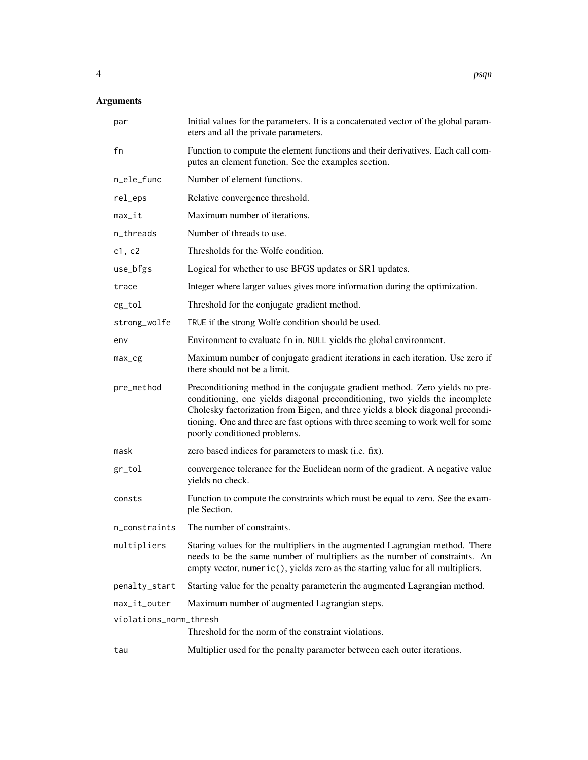## Arguments

| | |
|---|---|
| `par` | Initial values for the parameters. It is a concatenated vector of the global parameters and all the private parameters. |
| `fn` | Function to compute the element functions and their derivatives. Each call computes an element function. See the examples section. |
| `n_ele_func` | Number of element functions. |
| `rel_eps` | Relative convergence threshold. |
| `max_it` | Maximum number of iterations. |
| `n_threads` | Number of threads to use. |
| `c1, c2` | Thresholds for the Wolfe condition. |
| `use_bfgs` | Logical for whether to use BFGS updates or SR1 updates. |
| `trace` | Integer where larger values gives more information during the optimization. |
| `cg_tol` | Threshold for the conjugate gradient method. |
| `strong_wolfe` | `TRUE` if the strong Wolfe condition should be used. |
| `env` | Environment to evaluate `fn` in. `NULL` yields the global environment. |
| `max_cg` | Maximum number of conjugate gradient iterations in each iteration. Use zero if there should not be a limit. |
| `pre_method` | Preconditioning method in the conjugate gradient method. Zero yields no preconditioning, one yields diagonal preconditioning, two yields the incomplete Cholesky factorization from Eigen, and three yields a block diagonal preconditioning. One and three are fast options with three seeming to work well for some poorly conditioned problems. |
| `mask` | zero based indices for parameters to mask (i.e. fix). |
| `gr_tol` | convergence tolerance for the Euclidean norm of the gradient. A negative value yields no check. |
| `consts` | Function to compute the constraints which must be equal to zero. See the example Section. |
| `n_constraints` | The number of constraints. |
| `multipliers` | Staring values for the multipliers in the augmented Lagrangian method. There needs to be the same number of multipliers as the number of constraints. An empty vector, `numeric()`, yields zero as the starting value for all multipliers. |
| `penalty_start` | Starting value for the penalty parameterin the augmented Lagrangian method. |
| `max_it_outer` | Maximum number of augmented Lagrangian steps. |
| `violations_norm_thresh` | Threshold for the norm of the constraint violations. |
| `tau` | Multiplier used for the penalty parameter between each outer iterations. |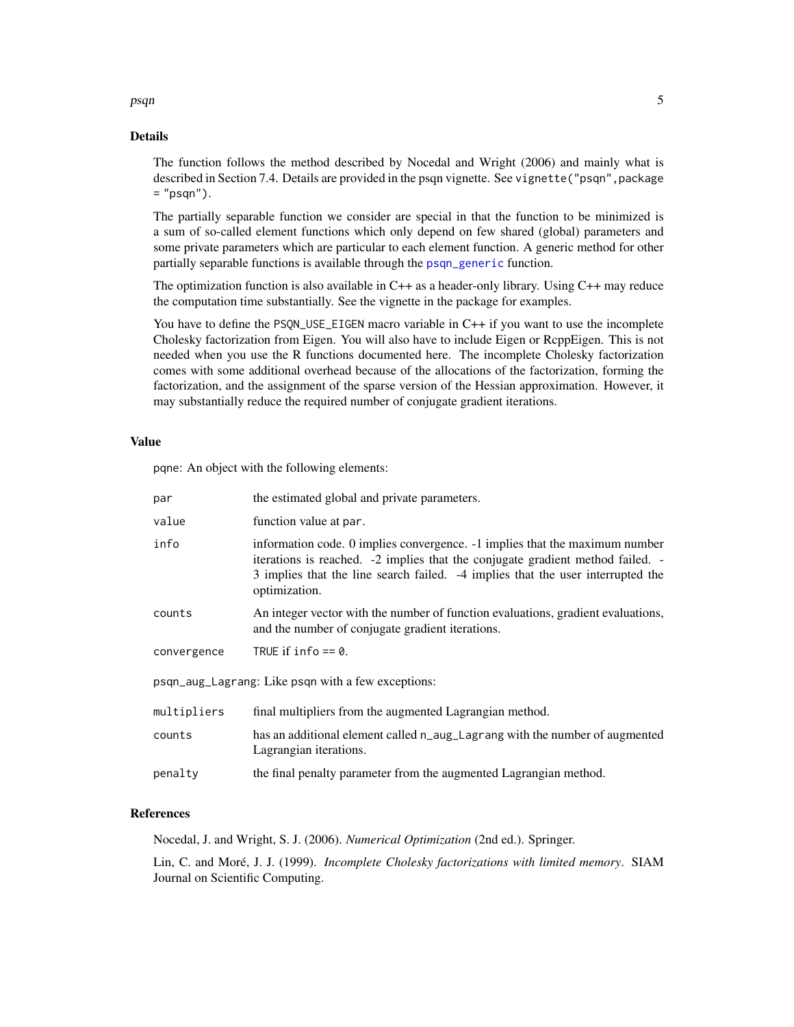## Details

The function follows the method described by Nocedal and Wright (2006) and mainly what is described in Section 7.4. Details are provided in the psqn vignette. See `vignette("psqn",package = "psqn")`.

The partially separable function we consider are special in that the function to be minimized is a sum of so-called element functions which only depend on few shared (global) parameters and some private parameters which are particular to each element function. A generic method for other partially separable functions is available through the `psqn_generic` function.

The optimization function is also available in C++ as a header-only library. Using C++ may reduce the computation time substantially. See the vignette in the package for examples.

You have to define the `PSQN_USE_EIGEN` macro variable in C++ if you want to use the incomplete Cholesky factorization from Eigen. You will also have to include Eigen or RcppEigen. This is not needed when you use the R functions documented here. The incomplete Cholesky factorization comes with some additional overhead because of the allocations of the factorization, forming the factorization, and the assignment of the sparse version of the Hessian approximation. However, it may substantially reduce the required number of conjugate gradient iterations.

## Value

`pqne`: An object with the following elements:

| | |
|---|---|
| `par` | the estimated global and private parameters. |
| `value` | function value at `par`. |
| `info` | information code. 0 implies convergence. -1 implies that the maximum number iterations is reached. -2 implies that the conjugate gradient method failed. -3 implies that the line search failed. -4 implies that the user interrupted the optimization. |
| `counts` | An integer vector with the number of function evaluations, gradient evaluations, and the number of conjugate gradient iterations. |
| `convergence` | `TRUE` if `info == 0`. |

`psqn_aug_Lagrang`: Like `psqn` with a few exceptions:

| | |
|---|---|
| `multipliers` | final multipliers from the augmented Lagrangian method. |
| `counts` | has an additional element called `n_aug_Lagrang` with the number of augmented Lagrangian iterations. |
| `penalty` | the final penalty parameter from the augmented Lagrangian method. |

## References

Nocedal, J. and Wright, S. J. (2006). *Numerical Optimization* (2nd ed.). Springer.

Lin, C. and Moré, J. J. (1999). *Incomplete Cholesky factorizations with limited memory*. SIAM Journal on Scientific Computing.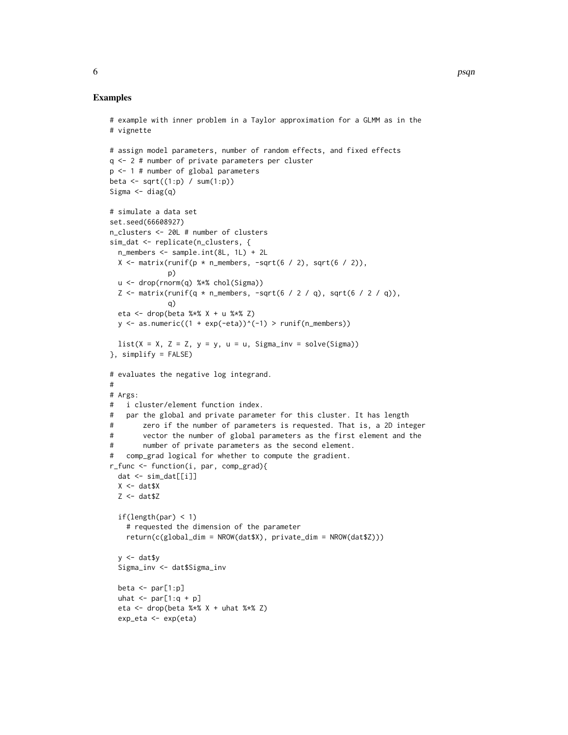## Examples

```
# example with inner problem in a Taylor approximation for a GLMM as in the
# vignette

# assign model parameters, number of random effects, and fixed effects
q <- 2 # number of private parameters per cluster
p <- 1 # number of global parameters
beta <- sqrt((1:p) / sum(1:p))
Sigma <- diag(q)

# simulate a data set
set.seed(66608927)
n_clusters <- 20L # number of clusters
sim_dat <- replicate(n_clusters, {
  n_members <- sample.int(8L, 1L) + 2L
  X <- matrix(runif(p * n_members, -sqrt(6 / 2), sqrt(6 / 2)),
              p)
  u <- drop(rnorm(q) %*% chol(Sigma))
  Z <- matrix(runif(q * n_members, -sqrt(6 / 2 / q), sqrt(6 / 2 / q)),
              q)
  eta <- drop(beta %*% X + u %*% Z)
  y <- as.numeric((1 + exp(-eta))^(-1) > runif(n_members))

  list(X = X, Z = Z, y = y, u = u, Sigma_inv = solve(Sigma))
}, simplify = FALSE)

# evaluates the negative log integrand.
#
# Args:
#   i cluster/element function index.
#   par the global and private parameter for this cluster. It has length
#       zero if the number of parameters is requested. That is, a 2D integer
#       vector the number of global parameters as the first element and the
#       number of private parameters as the second element.
#   comp_grad logical for whether to compute the gradient.
r_func <- function(i, par, comp_grad){
  dat <- sim_dat[[i]]
  X <- dat$X
  Z <- dat$Z

  if(length(par) < 1)
    # requested the dimension of the parameter
    return(c(global_dim = NROW(dat$X), private_dim = NROW(dat$Z)))

  y <- dat$y
  Sigma_inv <- dat$Sigma_inv

  beta <- par[1:p]
  uhat <- par[1:q + p]
  eta <- drop(beta %*% X + uhat %*% Z)
  exp_eta <- exp(eta)
```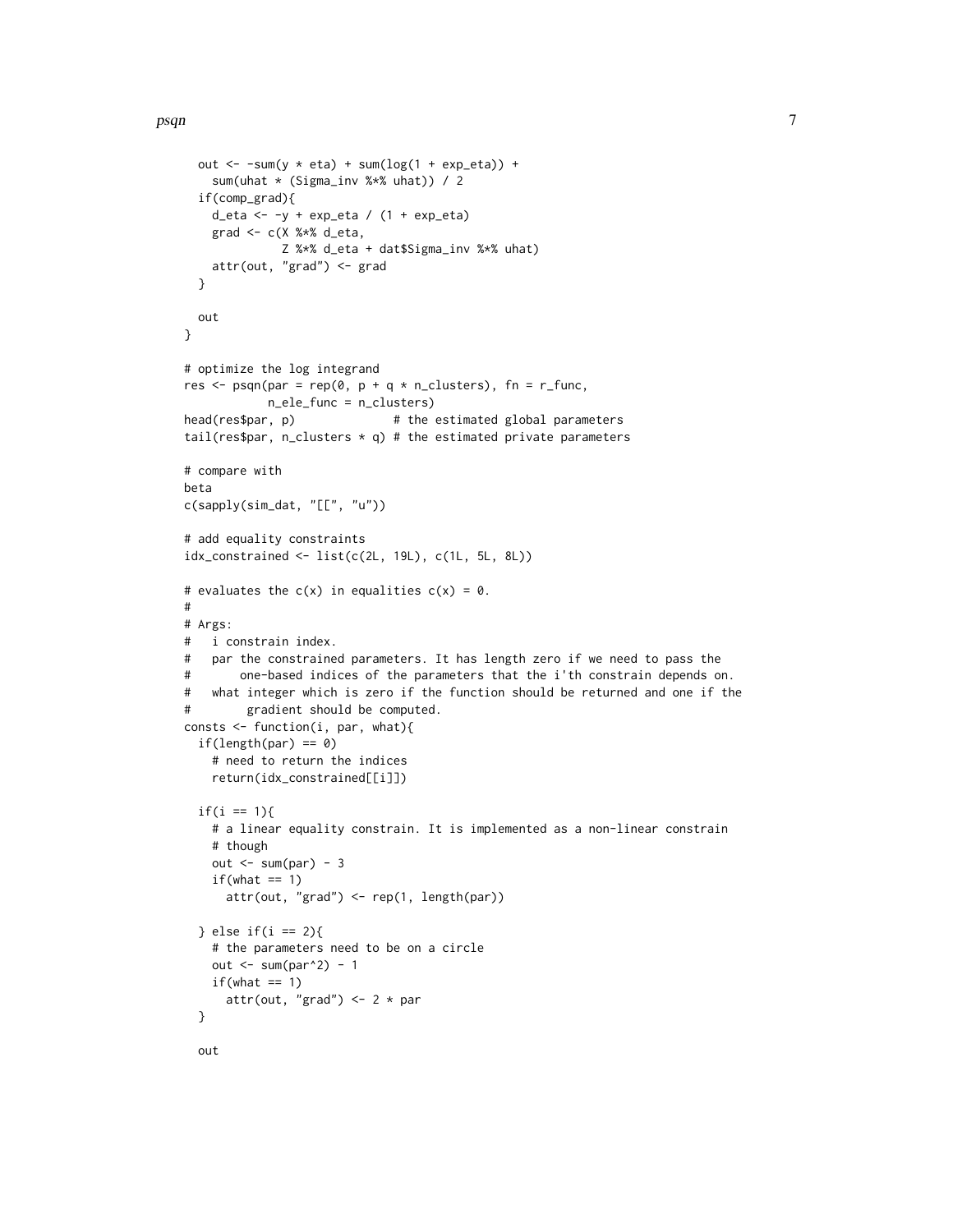```
  out <- -sum(y * eta) + sum(log(1 + exp_eta)) +
    sum(uhat * (Sigma_inv %*% uhat)) / 2
  if(comp_grad){
    d_eta <- -y + exp_eta / (1 + exp_eta)
    grad <- c(X %*% d_eta,
              Z %*% d_eta + dat$Sigma_inv %*% uhat)
    attr(out, "grad") <- grad
  }

  out
}

# optimize the log integrand
res <- psqn(par = rep(0, p + q * n_clusters), fn = r_func,
            n_ele_func = n_clusters)
head(res$par, p)              # the estimated global parameters
tail(res$par, n_clusters * q) # the estimated private parameters

# compare with
beta
c(sapply(sim_dat, "[[", "u"))

# add equality constraints
idx_constrained <- list(c(2L, 19L), c(1L, 5L, 8L))

# evaluates the c(x) in equalities c(x) = 0.
#
# Args:
#   i constrain index.
#   par the constrained parameters. It has length zero if we need to pass the
#       one-based indices of the parameters that the i'th constrain depends on.
#   what integer which is zero if the function should be returned and one if the
#        gradient should be computed.
consts <- function(i, par, what){
  if(length(par) == 0)
    # need to return the indices
    return(idx_constrained[[i]])

  if(i == 1){
    # a linear equality constrain. It is implemented as a non-linear constrain
    # though
    out <- sum(par) - 3
    if(what == 1)
      attr(out, "grad") <- rep(1, length(par))

  } else if(i == 2){
    # the parameters need to be on a circle
    out <- sum(par^2) - 1
    if(what == 1)
      attr(out, "grad") <- 2 * par
  }

  out
```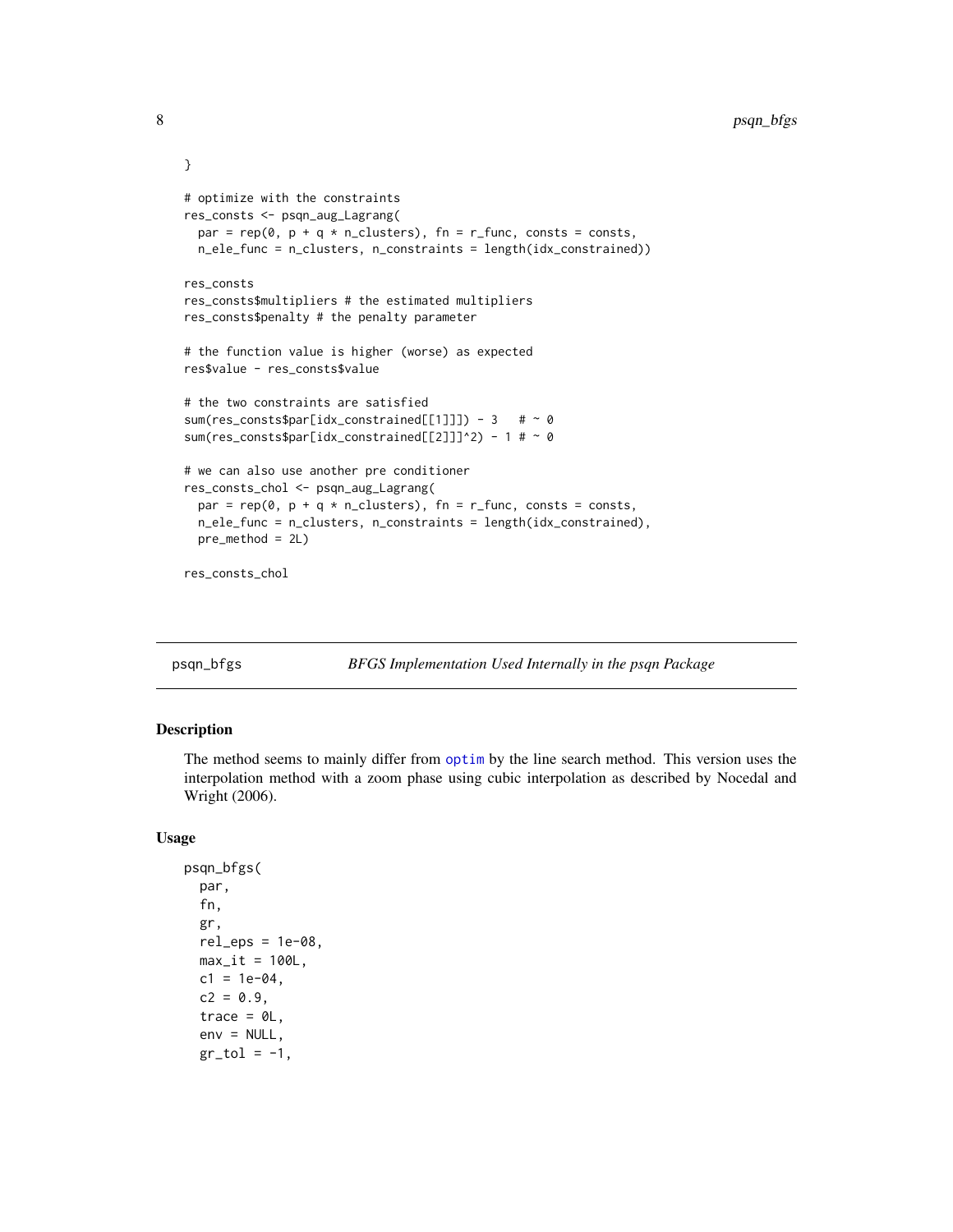```
}

# optimize with the constraints
res_consts <- psqn_aug_Lagrang(
  par = rep(0, p + q * n_clusters), fn = r_func, consts = consts,
  n_ele_func = n_clusters, n_constraints = length(idx_constrained))

res_consts
res_consts$multipliers # the estimated multipliers
res_consts$penalty # the penalty parameter

# the function value is higher (worse) as expected
res$value - res_consts$value

# the two constraints are satisfied
sum(res_consts$par[idx_constrained[[1]]]) - 3   # ~ 0
sum(res_consts$par[idx_constrained[[2]]]^2) - 1 # ~ 0

# we can also use another pre conditioner
res_consts_chol <- psqn_aug_Lagrang(
  par = rep(0, p + q * n_clusters), fn = r_func, consts = consts,
  n_ele_func = n_clusters, n_constraints = length(idx_constrained),
  pre_method = 2L)

res_consts_chol
```

## psqn_bfgs — *BFGS Implementation Used Internally in the psqn Package*

### Description

The method seems to mainly differ from optim by the line search method. This version uses the interpolation method with a zoom phase using cubic interpolation as described by Nocedal and Wright (2006).

### Usage

```
psqn_bfgs(
  par,
  fn,
  gr,
  rel_eps = 1e-08,
  max_it = 100L,
  c1 = 1e-04,
  c2 = 0.9,
  trace = 0L,
  env = NULL,
  gr_tol = -1,
```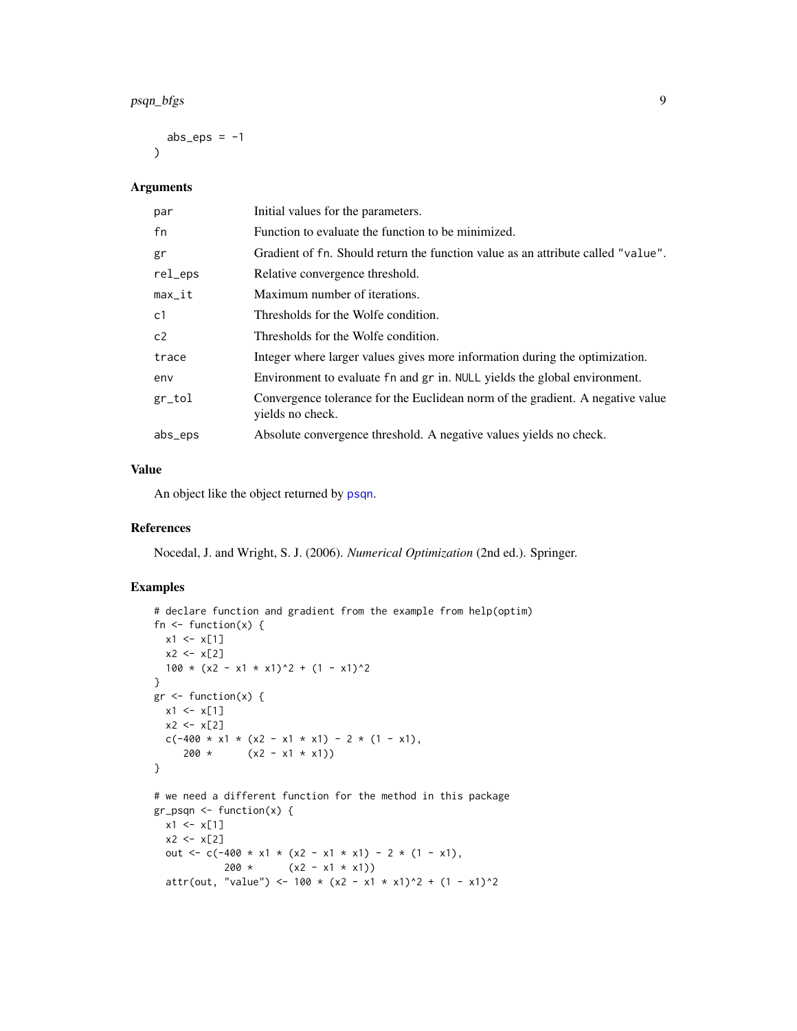```
  abs_eps = -1
)
```

### Arguments

| | |
|---|---|
| `par` | Initial values for the parameters. |
| `fn` | Function to evaluate the function to be minimized. |
| `gr` | Gradient of `fn`. Should return the function value as an attribute called `"value"`. |
| `rel_eps` | Relative convergence threshold. |
| `max_it` | Maximum number of iterations. |
| `c1` | Thresholds for the Wolfe condition. |
| `c2` | Thresholds for the Wolfe condition. |
| `trace` | Integer where larger values gives more information during the optimization. |
| `env` | Environment to evaluate `fn` and `gr` in. `NULL` yields the global environment. |
| `gr_tol` | Convergence tolerance for the Euclidean norm of the gradient. A negative value yields no check. |
| `abs_eps` | Absolute convergence threshold. A negative values yields no check. |

### Value

An object like the object returned by `psqn`.

### References

Nocedal, J. and Wright, S. J. (2006). *Numerical Optimization* (2nd ed.). Springer.

### Examples

```
# declare function and gradient from the example from help(optim)
fn <- function(x) {
  x1 <- x[1]
  x2 <- x[2]
  100 * (x2 - x1 * x1)^2 + (1 - x1)^2
}
gr <- function(x) {
  x1 <- x[1]
  x2 <- x[2]
  c(-400 * x1 * (x2 - x1 * x1) - 2 * (1 - x1),
     200 *      (x2 - x1 * x1))
}

# we need a different function for the method in this package
gr_psqn <- function(x) {
  x1 <- x[1]
  x2 <- x[2]
  out <- c(-400 * x1 * (x2 - x1 * x1) - 2 * (1 - x1),
            200 *      (x2 - x1 * x1))
  attr(out, "value") <- 100 * (x2 - x1 * x1)^2 + (1 - x1)^2
```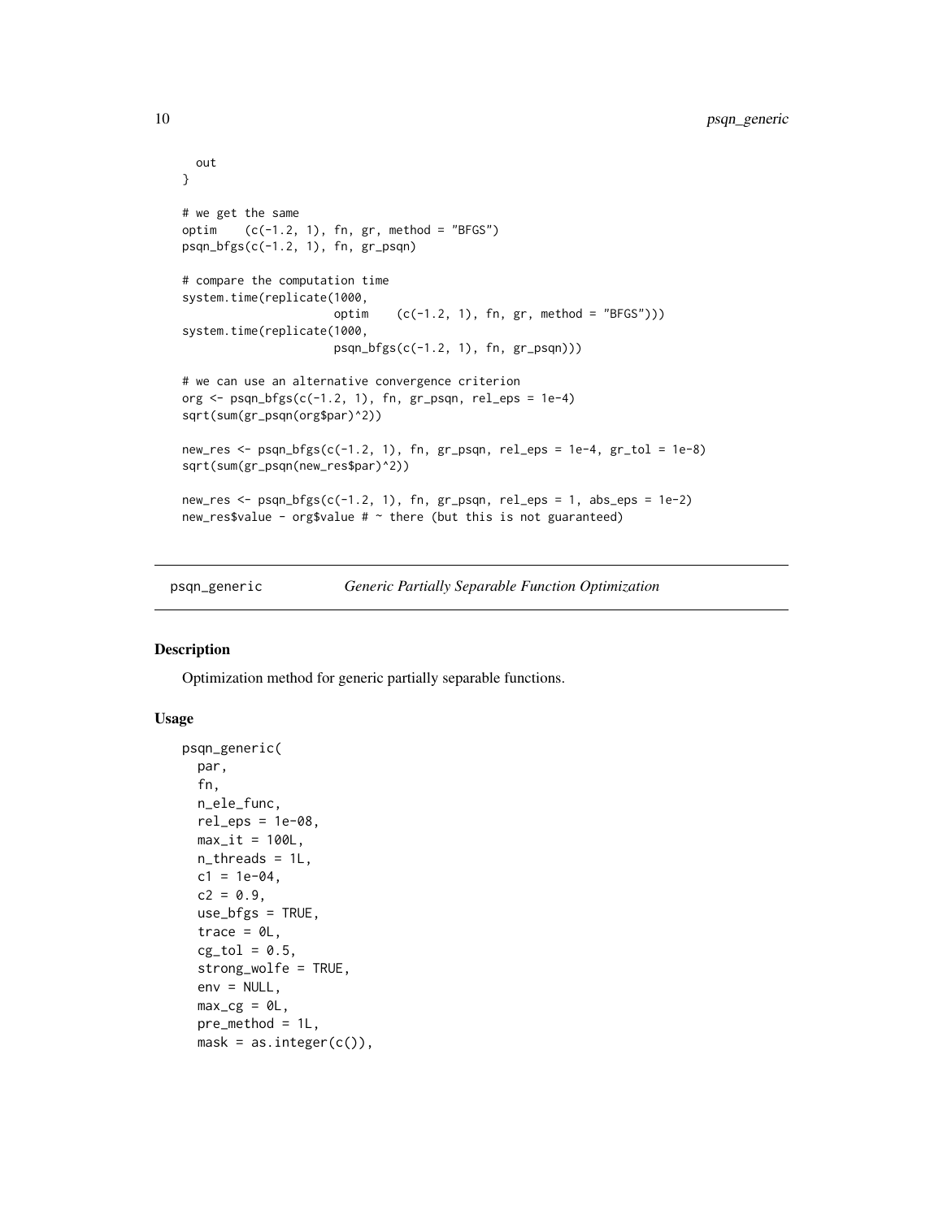```
  out
}

# we get the same
optim    (c(-1.2, 1), fn, gr, method = "BFGS")
psqn_bfgs(c(-1.2, 1), fn, gr_psqn)

# compare the computation time
system.time(replicate(1000,
                      optim    (c(-1.2, 1), fn, gr, method = "BFGS")))
system.time(replicate(1000,
                      psqn_bfgs(c(-1.2, 1), fn, gr_psqn)))

# we can use an alternative convergence criterion
org <- psqn_bfgs(c(-1.2, 1), fn, gr_psqn, rel_eps = 1e-4)
sqrt(sum(gr_psqn(org$par)^2))

new_res <- psqn_bfgs(c(-1.2, 1), fn, gr_psqn, rel_eps = 1e-4, gr_tol = 1e-8)
sqrt(sum(gr_psqn(new_res$par)^2))

new_res <- psqn_bfgs(c(-1.2, 1), fn, gr_psqn, rel_eps = 1, abs_eps = 1e-2)
new_res$value - org$value # ~ there (but this is not guaranteed)
```

## psqn_generic — *Generic Partially Separable Function Optimization*

### Description

Optimization method for generic partially separable functions.

### Usage

```
psqn_generic(
  par,
  fn,
  n_ele_func,
  rel_eps = 1e-08,
  max_it = 100L,
  n_threads = 1L,
  c1 = 1e-04,
  c2 = 0.9,
  use_bfgs = TRUE,
  trace = 0L,
  cg_tol = 0.5,
  strong_wolfe = TRUE,
  env = NULL,
  max_cg = 0L,
  pre_method = 1L,
  mask = as.integer(c()),
```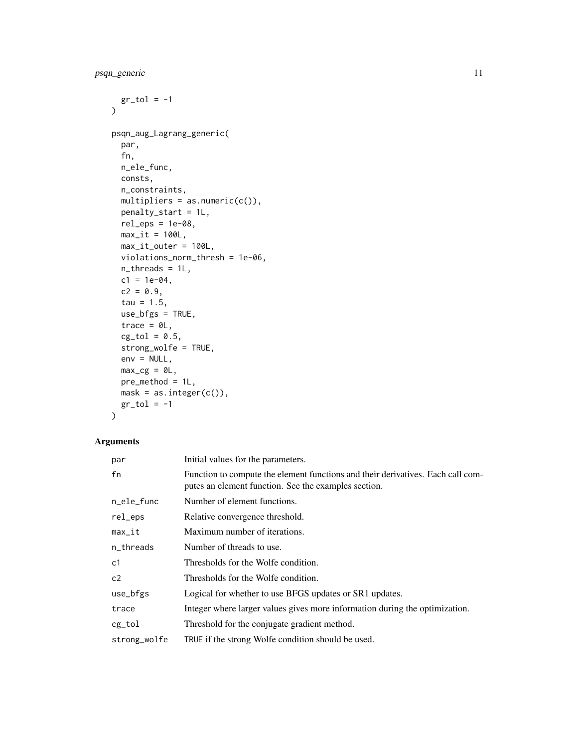```
  gr_tol = -1
)

psqn_aug_Lagrang_generic(
  par,
  fn,
  n_ele_func,
  consts,
  n_constraints,
  multipliers = as.numeric(c()),
  penalty_start = 1L,
  rel_eps = 1e-08,
  max_it = 100L,
  max_it_outer = 100L,
  violations_norm_thresh = 1e-06,
  n_threads = 1L,
  c1 = 1e-04,
  c2 = 0.9,
  tau = 1.5,
  use_bfgs = TRUE,
  trace = 0L,
  cg_tol = 0.5,
  strong_wolfe = TRUE,
  env = NULL,
  max_cg = 0L,
  pre_method = 1L,
  mask = as.integer(c()),
  gr_tol = -1
)
```

## Arguments

| | |
|---|---|
| par | Initial values for the parameters. |
| fn | Function to compute the element functions and their derivatives. Each call computes an element function. See the examples section. |
| n_ele_func | Number of element functions. |
| rel_eps | Relative convergence threshold. |
| max_it | Maximum number of iterations. |
| n_threads | Number of threads to use. |
| c1 | Thresholds for the Wolfe condition. |
| c2 | Thresholds for the Wolfe condition. |
| use_bfgs | Logical for whether to use BFGS updates or SR1 updates. |
| trace | Integer where larger values gives more information during the optimization. |
| cg_tol | Threshold for the conjugate gradient method. |
| strong_wolfe | `TRUE` if the strong Wolfe condition should be used. |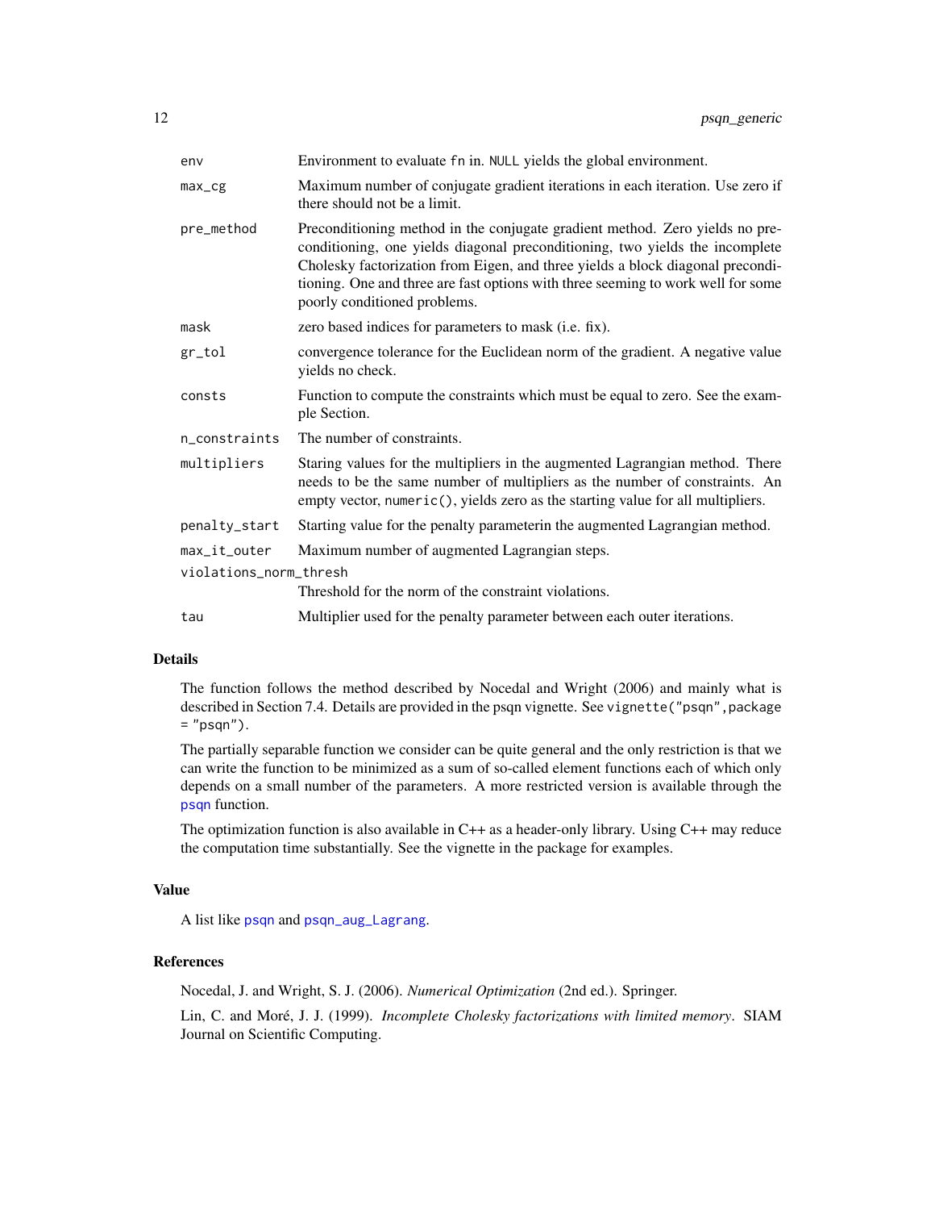| | |
|---|---|
| `env` | Environment to evaluate `fn` in. `NULL` yields the global environment. |
| `max_cg` | Maximum number of conjugate gradient iterations in each iteration. Use zero if there should not be a limit. |
| `pre_method` | Preconditioning method in the conjugate gradient method. Zero yields no preconditioning, one yields diagonal preconditioning, two yields the incomplete Cholesky factorization from Eigen, and three yields a block diagonal preconditioning. One and three are fast options with three seeming to work well for some poorly conditioned problems. |
| `mask` | zero based indices for parameters to mask (i.e. fix). |
| `gr_tol` | convergence tolerance for the Euclidean norm of the gradient. A negative value yields no check. |
| `consts` | Function to compute the constraints which must be equal to zero. See the example Section. |
| `n_constraints` | The number of constraints. |
| `multipliers` | Staring values for the multipliers in the augmented Lagrangian method. There needs to be the same number of multipliers as the number of constraints. An empty vector, `numeric()`, yields zero as the starting value for all multipliers. |
| `penalty_start` | Starting value for the penalty parameterin the augmented Lagrangian method. |
| `max_it_outer` | Maximum number of augmented Lagrangian steps. |
| `violations_norm_thresh` | Threshold for the norm of the constraint violations. |
| `tau` | Multiplier used for the penalty parameter between each outer iterations. |

## Details

The function follows the method described by Nocedal and Wright (2006) and mainly what is described in Section 7.4. Details are provided in the psqn vignette. See `vignette("psqn",package = "psqn")`.

The partially separable function we consider can be quite general and the only restriction is that we can write the function to be minimized as a sum of so-called element functions each of which only depends on a small number of the parameters. A more restricted version is available through the `psqn` function.

The optimization function is also available in C++ as a header-only library. Using C++ may reduce the computation time substantially. See the vignette in the package for examples.

## Value

A list like `psqn` and `psqn_aug_Lagrang`.

## References

Nocedal, J. and Wright, S. J. (2006). *Numerical Optimization* (2nd ed.). Springer.

Lin, C. and Moré, J. J. (1999). *Incomplete Cholesky factorizations with limited memory*. SIAM Journal on Scientific Computing.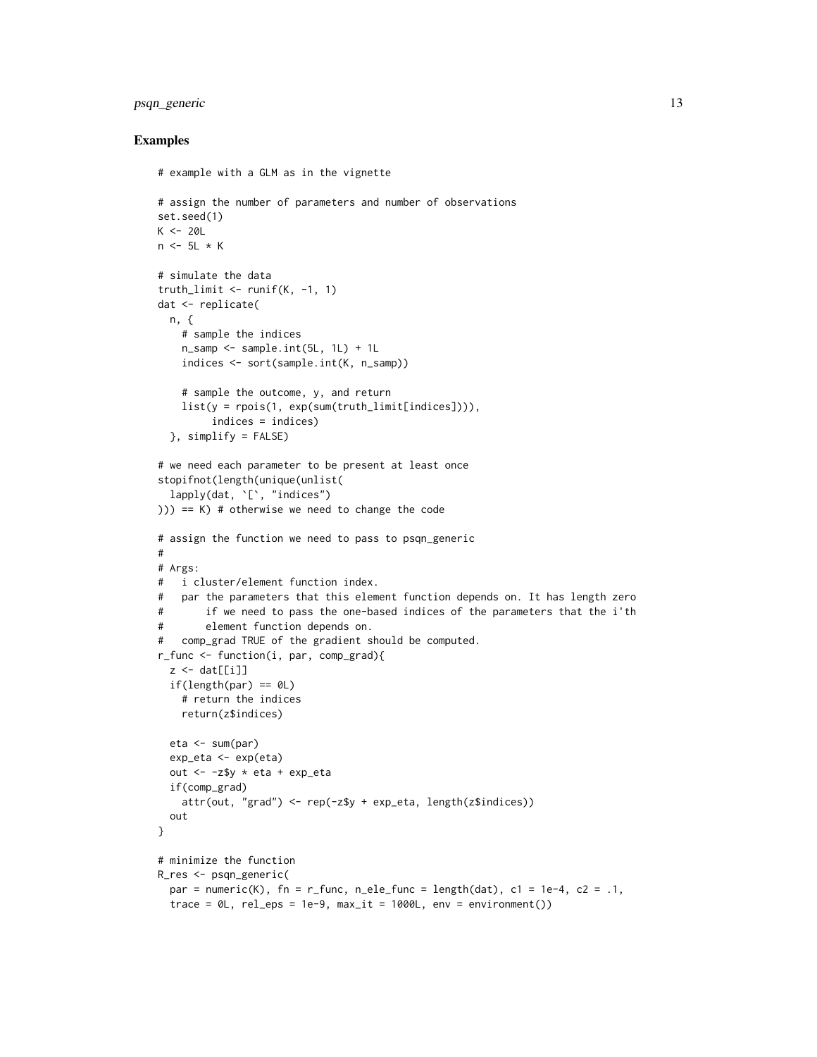### Examples

```
# example with a GLM as in the vignette

# assign the number of parameters and number of observations
set.seed(1)
K <- 20L
n <- 5L * K

# simulate the data
truth_limit <- runif(K, -1, 1)
dat <- replicate(
  n, {
    # sample the indices
    n_samp <- sample.int(5L, 1L) + 1L
    indices <- sort(sample.int(K, n_samp))

    # sample the outcome, y, and return
    list(y = rpois(1, exp(sum(truth_limit[indices]))),
         indices = indices)
  }, simplify = FALSE)

# we need each parameter to be present at least once
stopifnot(length(unique(unlist(
  lapply(dat, `[`, "indices")
))) == K) # otherwise we need to change the code

# assign the function we need to pass to psqn_generic
#
# Args:
#   i cluster/element function index.
#   par the parameters that this element function depends on. It has length zero
#       if we need to pass the one-based indices of the parameters that the i'th
#       element function depends on.
#   comp_grad TRUE of the gradient should be computed.
r_func <- function(i, par, comp_grad){
  z <- dat[[i]]
  if(length(par) == 0L)
    # return the indices
    return(z$indices)

  eta <- sum(par)
  exp_eta <- exp(eta)
  out <- -z$y * eta + exp_eta
  if(comp_grad)
    attr(out, "grad") <- rep(-z$y + exp_eta, length(z$indices))
  out
}

# minimize the function
R_res <- psqn_generic(
  par = numeric(K), fn = r_func, n_ele_func = length(dat), c1 = 1e-4, c2 = .1,
  trace = 0L, rel_eps = 1e-9, max_it = 1000L, env = environment())
```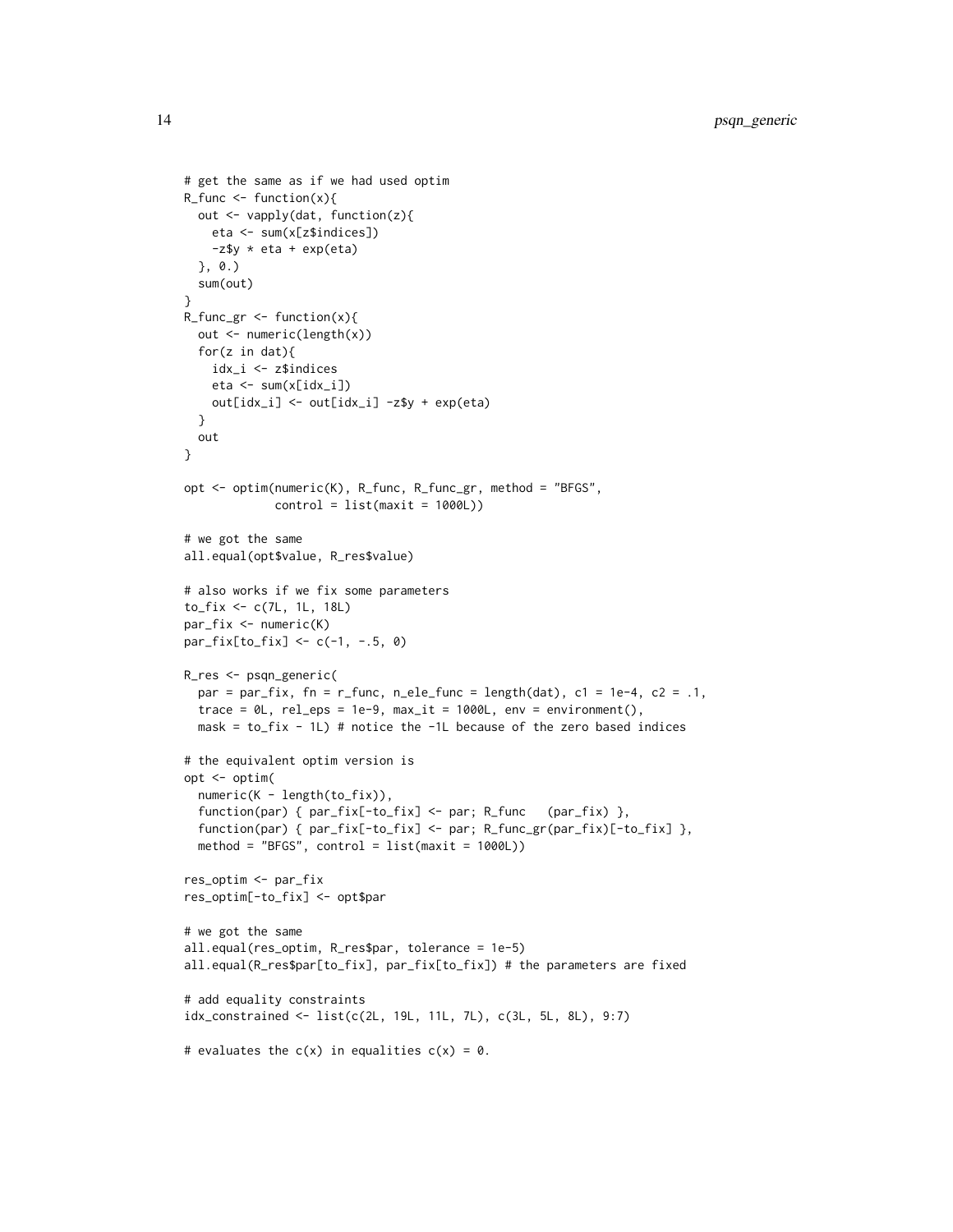```
# get the same as if we had used optim
R_func <- function(x){
  out <- vapply(dat, function(z){
    eta <- sum(x[z$indices])
    -z$y * eta + exp(eta)
  }, 0.)
  sum(out)
}
R_func_gr <- function(x){
  out <- numeric(length(x))
  for(z in dat){
    idx_i <- z$indices
    eta <- sum(x[idx_i])
    out[idx_i] <- out[idx_i] -z$y + exp(eta)
  }
  out
}

opt <- optim(numeric(K), R_func, R_func_gr, method = "BFGS",
             control = list(maxit = 1000L))

# we got the same
all.equal(opt$value, R_res$value)

# also works if we fix some parameters
to_fix <- c(7L, 1L, 18L)
par_fix <- numeric(K)
par_fix[to_fix] <- c(-1, -.5, 0)

R_res <- psqn_generic(
  par = par_fix, fn = r_func, n_ele_func = length(dat), c1 = 1e-4, c2 = .1,
  trace = 0L, rel_eps = 1e-9, max_it = 1000L, env = environment(),
  mask = to_fix - 1L) # notice the -1L because of the zero based indices

# the equivalent optim version is
opt <- optim(
  numeric(K - length(to_fix)),
  function(par) { par_fix[-to_fix] <- par; R_func   (par_fix) },
  function(par) { par_fix[-to_fix] <- par; R_func_gr(par_fix)[-to_fix] },
  method = "BFGS", control = list(maxit = 1000L))

res_optim <- par_fix
res_optim[-to_fix] <- opt$par

# we got the same
all.equal(res_optim, R_res$par, tolerance = 1e-5)
all.equal(R_res$par[to_fix], par_fix[to_fix]) # the parameters are fixed

# add equality constraints
idx_constrained <- list(c(2L, 19L, 11L, 7L), c(3L, 5L, 8L), 9:7)

# evaluates the c(x) in equalities c(x) = 0.
```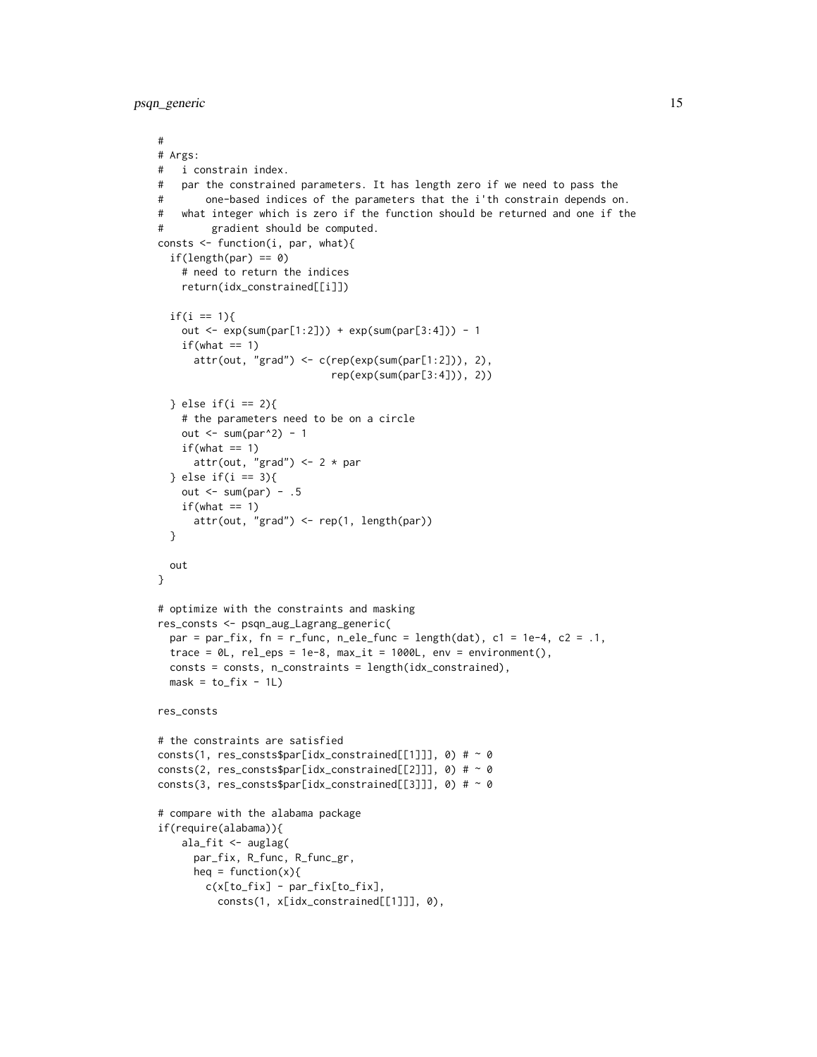```
#
# Args:
#   i constrain index.
#   par the constrained parameters. It has length zero if we need to pass the
#       one-based indices of the parameters that the i'th constrain depends on.
#   what integer which is zero if the function should be returned and one if the
#        gradient should be computed.
consts <- function(i, par, what){
  if(length(par) == 0)
    # need to return the indices
    return(idx_constrained[[i]])

  if(i == 1){
    out <- exp(sum(par[1:2])) + exp(sum(par[3:4])) - 1
    if(what == 1)
      attr(out, "grad") <- c(rep(exp(sum(par[1:2])), 2),
                             rep(exp(sum(par[3:4])), 2))

  } else if(i == 2){
    # the parameters need to be on a circle
    out <- sum(par^2) - 1
    if(what == 1)
      attr(out, "grad") <- 2 * par
  } else if(i == 3){
    out <- sum(par) - .5
    if(what == 1)
      attr(out, "grad") <- rep(1, length(par))
  }

  out
}

# optimize with the constraints and masking
res_consts <- psqn_aug_Lagrang_generic(
  par = par_fix, fn = r_func, n_ele_func = length(dat), c1 = 1e-4, c2 = .1,
  trace = 0L, rel_eps = 1e-8, max_it = 1000L, env = environment(),
  consts = consts, n_constraints = length(idx_constrained),
  mask = to_fix - 1L)

res_consts

# the constraints are satisfied
consts(1, res_consts$par[idx_constrained[[1]]], 0) # ~ 0
consts(2, res_consts$par[idx_constrained[[2]]], 0) # ~ 0
consts(3, res_consts$par[idx_constrained[[3]]], 0) # ~ 0

# compare with the alabama package
if(require(alabama)){
    ala_fit <- auglag(
      par_fix, R_func, R_func_gr,
      heq = function(x){
        c(x[to_fix] - par_fix[to_fix],
          consts(1, x[idx_constrained[[1]]], 0),
```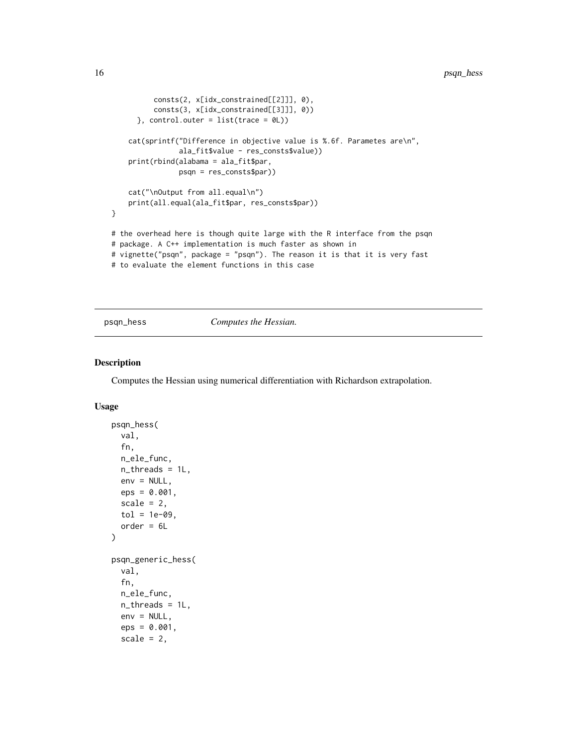```
      consts(2, x[idx_constrained[[2]]], 0),
      consts(3, x[idx_constrained[[3]]], 0))
  }, control.outer = list(trace = 0L))

cat(sprintf("Difference in objective value is %.6f. Parametes are\n",
            ala_fit$value - res_consts$value))
print(rbind(alabama = ala_fit$par,
            psqn = res_consts$par))

cat("\nOutput from all.equal\n")
print(all.equal(ala_fit$par, res_consts$par))
}

# the overhead here is though quite large with the R interface from the psqn
# package. A C++ implementation is much faster as shown in
# vignette("psqn", package = "psqn"). The reason it is that it is very fast
# to evaluate the element functions in this case
```

## psqn_hess — *Computes the Hessian.*

### Description

Computes the Hessian using numerical differentiation with Richardson extrapolation.

### Usage

```
psqn_hess(
  val,
  fn,
  n_ele_func,
  n_threads = 1L,
  env = NULL,
  eps = 0.001,
  scale = 2,
  tol = 1e-09,
  order = 6L
)

psqn_generic_hess(
  val,
  fn,
  n_ele_func,
  n_threads = 1L,
  env = NULL,
  eps = 0.001,
  scale = 2,
```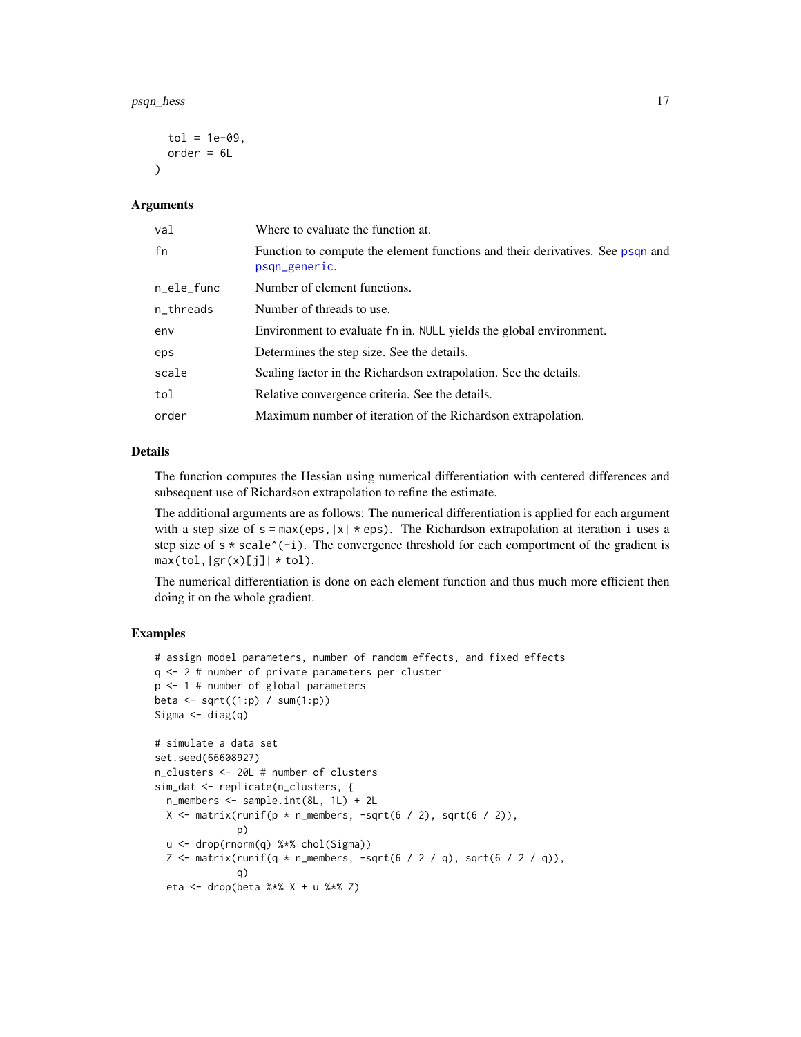```
  tol = 1e-09,
  order = 6L
)
```

## Arguments

| | |
|---|---|
| val | Where to evaluate the function at. |
| fn | Function to compute the element functions and their derivatives. See psqn and psqn_generic. |
| n_ele_func | Number of element functions. |
| n_threads | Number of threads to use. |
| env | Environment to evaluate fn in. NULL yields the global environment. |
| eps | Determines the step size. See the details. |
| scale | Scaling factor in the Richardson extrapolation. See the details. |
| tol | Relative convergence criteria. See the details. |
| order | Maximum number of iteration of the Richardson extrapolation. |

## Details

The function computes the Hessian using numerical differentiation with centered differences and subsequent use of Richardson extrapolation to refine the estimate.

The additional arguments are as follows: The numerical differentiation is applied for each argument with a step size of s = max(eps, |x| * eps). The Richardson extrapolation at iteration i uses a step size of s * scale^(-i). The convergence threshold for each comportment of the gradient is max(tol, |gr(x)[j]| * tol).

The numerical differentiation is done on each element function and thus much more efficient then doing it on the whole gradient.

## Examples

```
# assign model parameters, number of random effects, and fixed effects
q <- 2 # number of private parameters per cluster
p <- 1 # number of global parameters
beta <- sqrt((1:p) / sum(1:p))
Sigma <- diag(q)

# simulate a data set
set.seed(66608927)
n_clusters <- 20L # number of clusters
sim_dat <- replicate(n_clusters, {
  n_members <- sample.int(8L, 1L) + 2L
  X <- matrix(runif(p * n_members, -sqrt(6 / 2), sqrt(6 / 2)),
              p)
  u <- drop(rnorm(q) %*% chol(Sigma))
  Z <- matrix(runif(q * n_members, -sqrt(6 / 2 / q), sqrt(6 / 2 / q)),
              q)
  eta <- drop(beta %*% X + u %*% Z)
```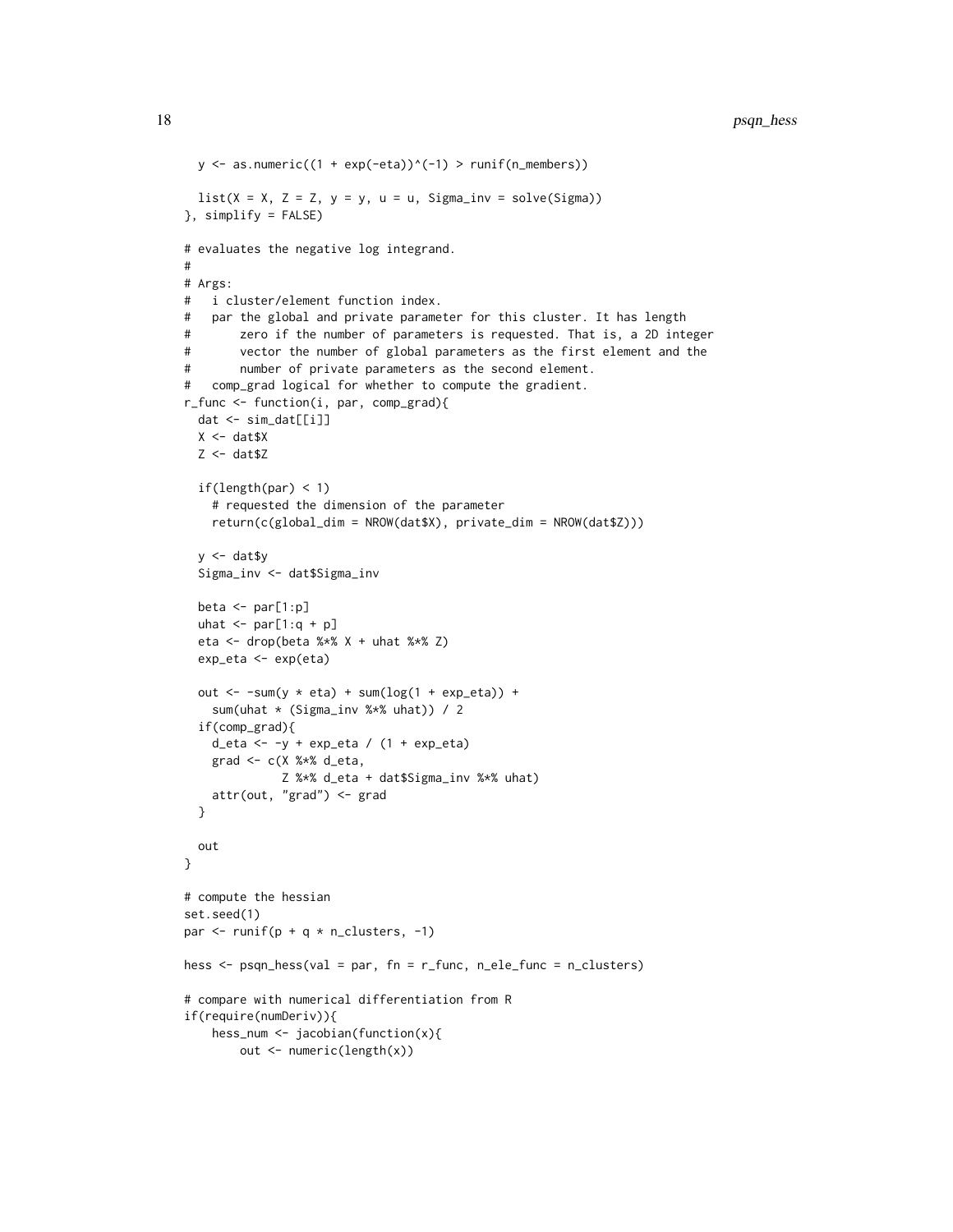```
  y <- as.numeric((1 + exp(-eta))^(-1) > runif(n_members))

  list(X = X, Z = Z, y = y, u = u, Sigma_inv = solve(Sigma))
}, simplify = FALSE)

# evaluates the negative log integrand.
#
# Args:
#   i cluster/element function index.
#   par the global and private parameter for this cluster. It has length
#       zero if the number of parameters is requested. That is, a 2D integer
#       vector the number of global parameters as the first element and the
#       number of private parameters as the second element.
#   comp_grad logical for whether to compute the gradient.
r_func <- function(i, par, comp_grad){
  dat <- sim_dat[[i]]
  X <- dat$X
  Z <- dat$Z

  if(length(par) < 1)
    # requested the dimension of the parameter
    return(c(global_dim = NROW(dat$X), private_dim = NROW(dat$Z)))

  y <- dat$y
  Sigma_inv <- dat$Sigma_inv

  beta <- par[1:p]
  uhat <- par[1:q + p]
  eta <- drop(beta %*% X + uhat %*% Z)
  exp_eta <- exp(eta)

  out <- -sum(y * eta) + sum(log(1 + exp_eta)) +
    sum(uhat * (Sigma_inv %*% uhat)) / 2
  if(comp_grad){
    d_eta <- -y + exp_eta / (1 + exp_eta)
    grad <- c(X %*% d_eta,
              Z %*% d_eta + dat$Sigma_inv %*% uhat)
    attr(out, "grad") <- grad
  }

  out
}

# compute the hessian
set.seed(1)
par <- runif(p + q * n_clusters, -1)

hess <- psqn_hess(val = par, fn = r_func, n_ele_func = n_clusters)

# compare with numerical differentiation from R
if(require(numDeriv)){
    hess_num <- jacobian(function(x){
        out <- numeric(length(x))
```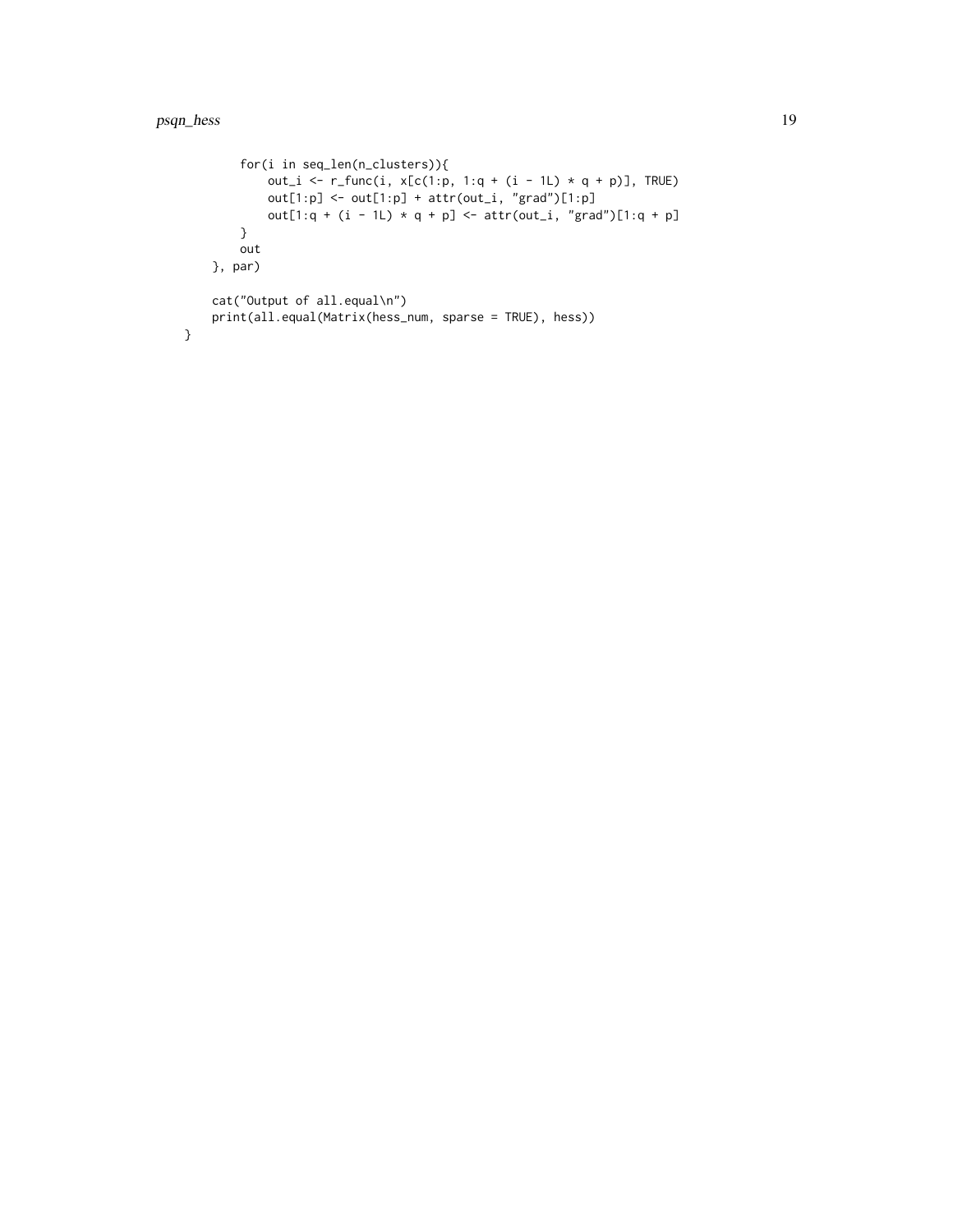```
        for(i in seq_len(n_clusters)){
            out_i <- r_func(i, x[c(1:p, 1:q + (i - 1L) * q + p)], TRUE)
            out[1:p] <- out[1:p] + attr(out_i, "grad")[1:p]
            out[1:q + (i - 1L) * q + p] <- attr(out_i, "grad")[1:q + p]
        }
        out
    }, par)

    cat("Output of all.equal\n")
    print(all.equal(Matrix(hess_num, sparse = TRUE), hess))
}
```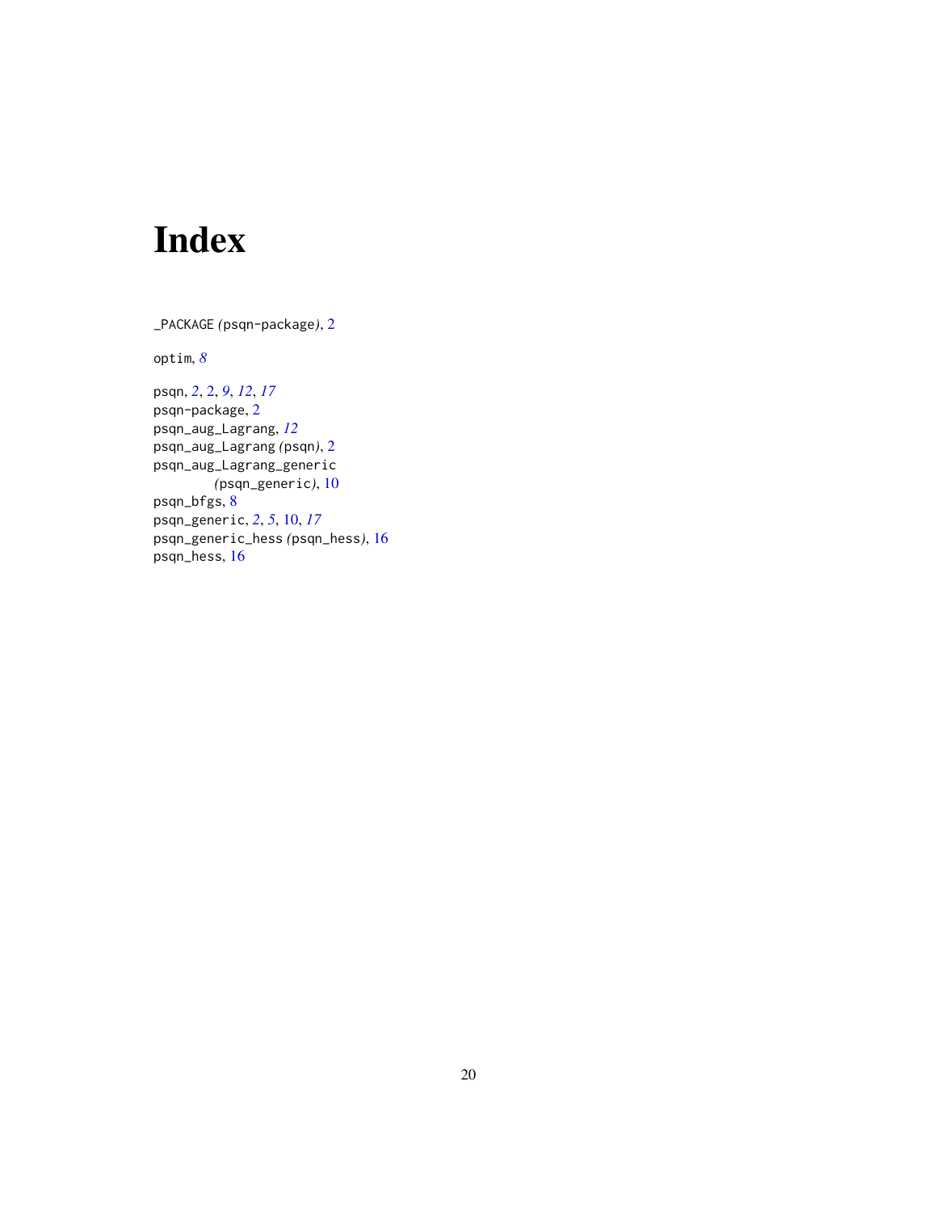# Index

_PACKAGE (psqn-package), 2

optim, *8*

psqn, *2*, 2, *9*, *12*, *17*
psqn-package, 2
psqn_aug_Lagrang, *12*
psqn_aug_Lagrang (psqn), 2
psqn_aug_Lagrang_generic (psqn_generic), 10
psqn_bfgs, 8
psqn_generic, *2*, *5*, 10, *17*
psqn_generic_hess (psqn_hess), 16
psqn_hess, 16